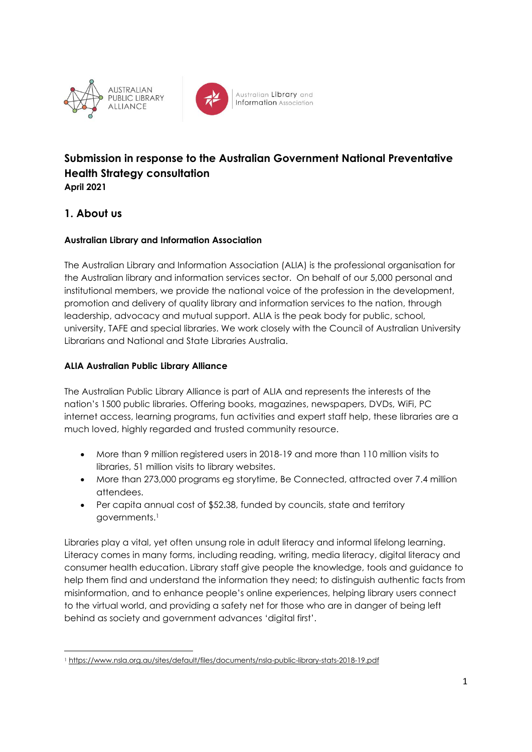AUSTRALIAN PUBLIC LIBRARY ALLIANCE

Australian Library and Information Association

# Submission in response to the Australian Government National Preventative Health Strategy consultation

**April 2021**

## 1. About us

**Australian Library and Information Association**

The Australian Library and Information Association (ALIA) is the professional organisation for the Australian library and information services sector. On behalf of our 5,000 personal and institutional members, we provide the national voice of the profession in the development, promotion and delivery of quality library and information services to the nation, through leadership, advocacy and mutual support. ALIA is the peak body for public, school, university, TAFE and special libraries. We work closely with the Council of Australian University Librarians and National and State Libraries Australia.

**ALIA Australian Public Library Alliance**

The Australian Public Library Alliance is part of ALIA and represents the interests of the nation's 1500 public libraries. Offering books, magazines, newspapers, DVDs, WiFi, PC internet access, learning programs, fun activities and expert staff help, these libraries are a much loved, highly regarded and trusted community resource.

- More than 9 million registered users in 2018-19 and more than 110 million visits to libraries, 51 million visits to library websites.
- More than 273,000 programs eg storytime, Be Connected, attracted over 7.4 million attendees.
- Per capita annual cost of $52.38, funded by councils, state and territory governments.[1]

Libraries play a vital, yet often unsung role in adult literacy and informal lifelong learning. Literacy comes in many forms, including reading, writing, media literacy, digital literacy and consumer health education. Library staff give people the knowledge, tools and guidance to help them find and understand the information they need; to distinguish authentic facts from misinformation, and to enhance people's online experiences, helping library users connect to the virtual world, and providing a safety net for those who are in danger of being left behind as society and government advances 'digital first'.

[1] https://www.nsla.org.au/sites/default/files/documents/nsla-public-library-stats-2018-19.pdf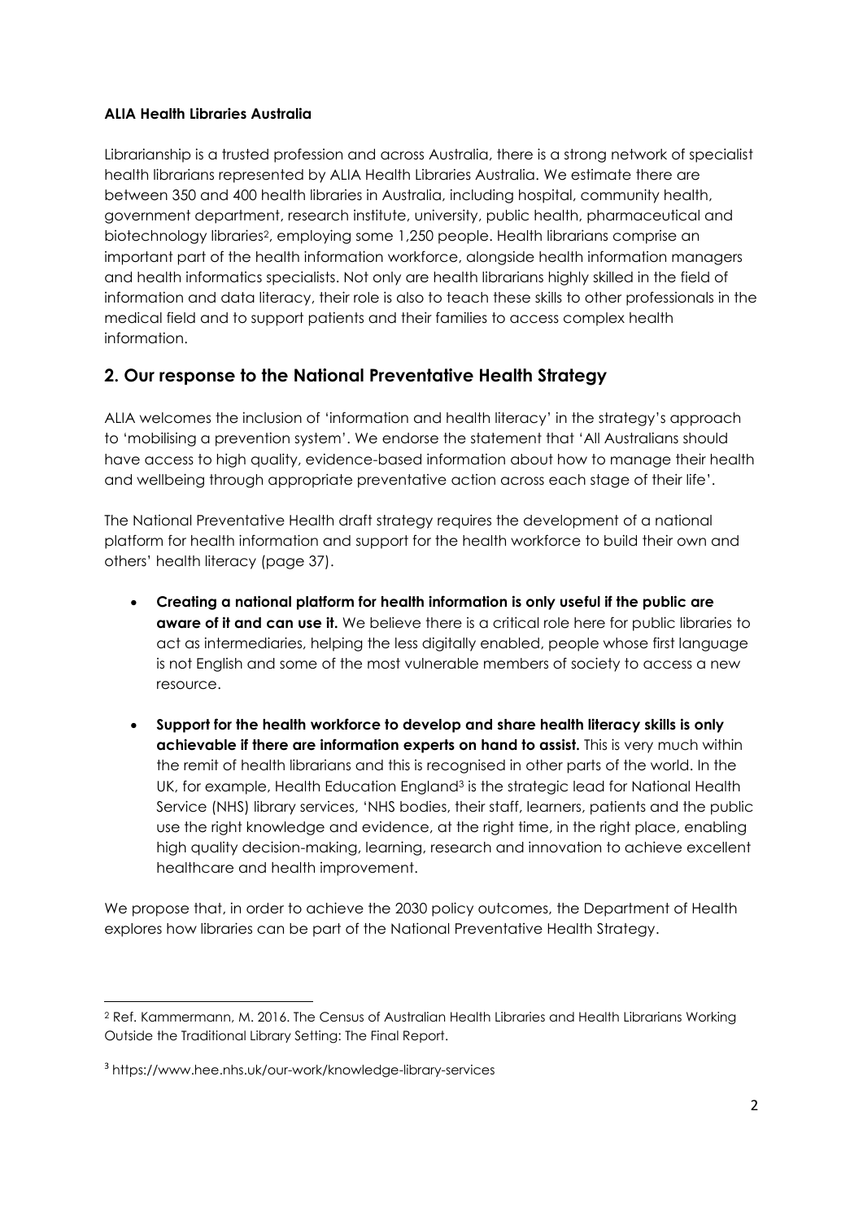**ALIA Health Libraries Australia**

Librarianship is a trusted profession and across Australia, there is a strong network of specialist health librarians represented by ALIA Health Libraries Australia. We estimate there are between 350 and 400 health libraries in Australia, including hospital, community health, government department, research institute, university, public health, pharmaceutical and biotechnology libraries[2], employing some 1,250 people. Health librarians comprise an important part of the health information workforce, alongside health information managers and health informatics specialists. Not only are health librarians highly skilled in the field of information and data literacy, their role is also to teach these skills to other professionals in the medical field and to support patients and their families to access complex health information.

## 2. Our response to the National Preventative Health Strategy

ALIA welcomes the inclusion of 'information and health literacy' in the strategy's approach to 'mobilising a prevention system'. We endorse the statement that 'All Australians should have access to high quality, evidence-based information about how to manage their health and wellbeing through appropriate preventative action across each stage of their life'.

The National Preventative Health draft strategy requires the development of a national platform for health information and support for the health workforce to build their own and others' health literacy (page 37).

- **Creating a national platform for health information is only useful if the public are aware of it and can use it.** We believe there is a critical role here for public libraries to act as intermediaries, helping the less digitally enabled, people whose first language is not English and some of the most vulnerable members of society to access a new resource.
- **Support for the health workforce to develop and share health literacy skills is only achievable if there are information experts on hand to assist.** This is very much within the remit of health librarians and this is recognised in other parts of the world. In the UK, for example, Health Education England[3] is the strategic lead for National Health Service (NHS) library services, 'NHS bodies, their staff, learners, patients and the public use the right knowledge and evidence, at the right time, in the right place, enabling high quality decision-making, learning, research and innovation to achieve excellent healthcare and health improvement.

We propose that, in order to achieve the 2030 policy outcomes, the Department of Health explores how libraries can be part of the National Preventative Health Strategy.

---

[2] Ref. Kammermann, M. 2016. The Census of Australian Health Libraries and Health Librarians Working Outside the Traditional Library Setting: The Final Report.

[3] https://www.hee.nhs.uk/our-work/knowledge-library-services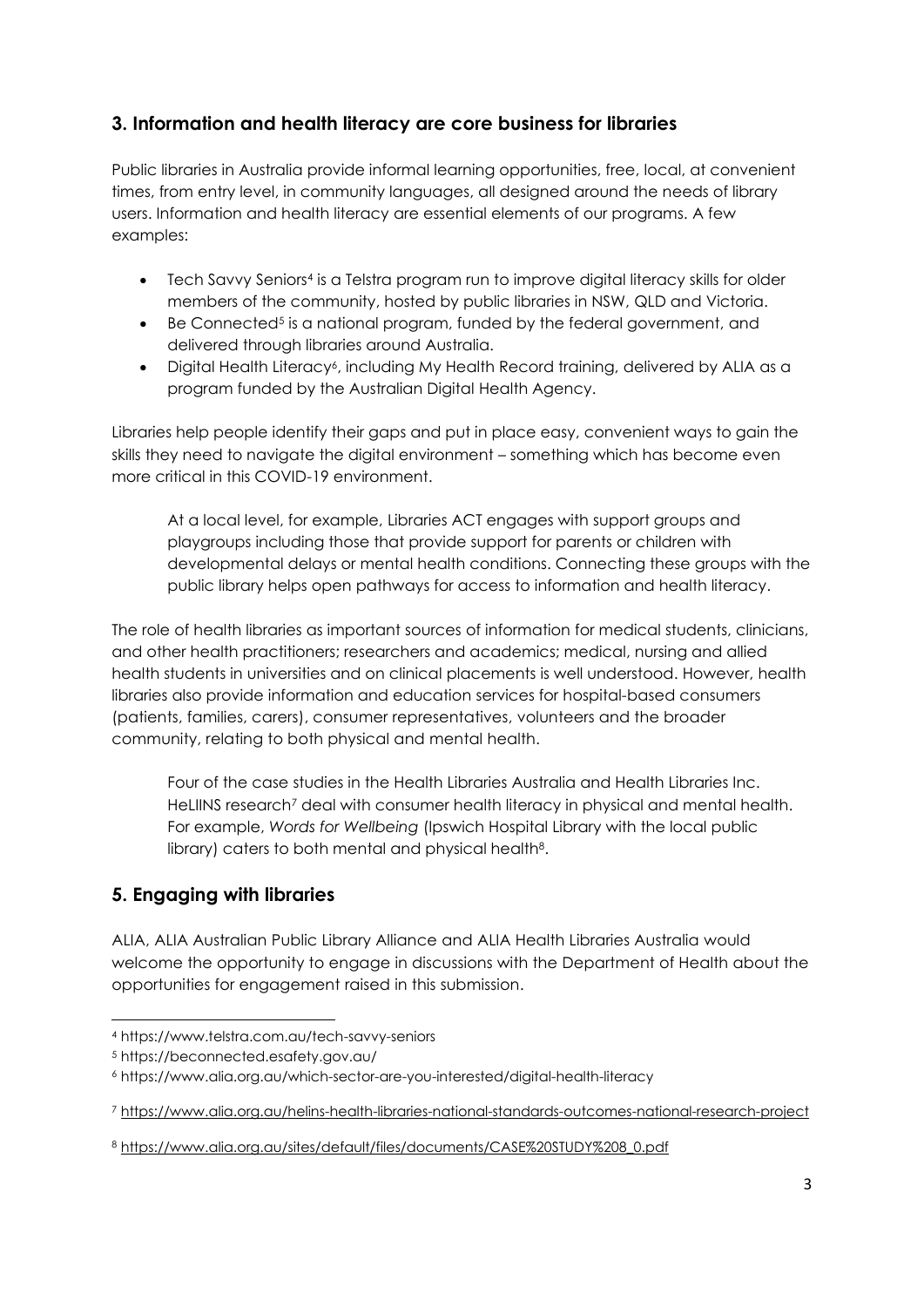## 3. Information and health literacy are core business for libraries

Public libraries in Australia provide informal learning opportunities, free, local, at convenient times, from entry level, in community languages, all designed around the needs of library users. Information and health literacy are essential elements of our programs. A few examples:

- Tech Savvy Seniors[4] is a Telstra program run to improve digital literacy skills for older members of the community, hosted by public libraries in NSW, QLD and Victoria.
- Be Connected[5] is a national program, funded by the federal government, and delivered through libraries around Australia.
- Digital Health Literacy[6], including My Health Record training, delivered by ALIA as a program funded by the Australian Digital Health Agency.

Libraries help people identify their gaps and put in place easy, convenient ways to gain the skills they need to navigate the digital environment – something which has become even more critical in this COVID-19 environment.

> At a local level, for example, Libraries ACT engages with support groups and playgroups including those that provide support for parents or children with developmental delays or mental health conditions. Connecting these groups with the public library helps open pathways for access to information and health literacy.

The role of health libraries as important sources of information for medical students, clinicians, and other health practitioners; researchers and academics; medical, nursing and allied health students in universities and on clinical placements is well understood. However, health libraries also provide information and education services for hospital-based consumers (patients, families, carers), consumer representatives, volunteers and the broader community, relating to both physical and mental health.

> Four of the case studies in the Health Libraries Australia and Health Libraries Inc. HeLIINS research[7] deal with consumer health literacy in physical and mental health. For example, *Words for Wellbeing* (Ipswich Hospital Library with the local public library) caters to both mental and physical health[8].

## 5. Engaging with libraries

ALIA, ALIA Australian Public Library Alliance and ALIA Health Libraries Australia would welcome the opportunity to engage in discussions with the Department of Health about the opportunities for engagement raised in this submission.

---

[4] https://www.telstra.com.au/tech-savvy-seniors

[5] https://beconnected.esafety.gov.au/

[6] https://www.alia.org.au/which-sector-are-you-interested/digital-health-literacy

[7] https://www.alia.org.au/helins-health-libraries-national-standards-outcomes-national-research-project

[8] https://www.alia.org.au/sites/default/files/documents/CASE%20STUDY%208_0.pdf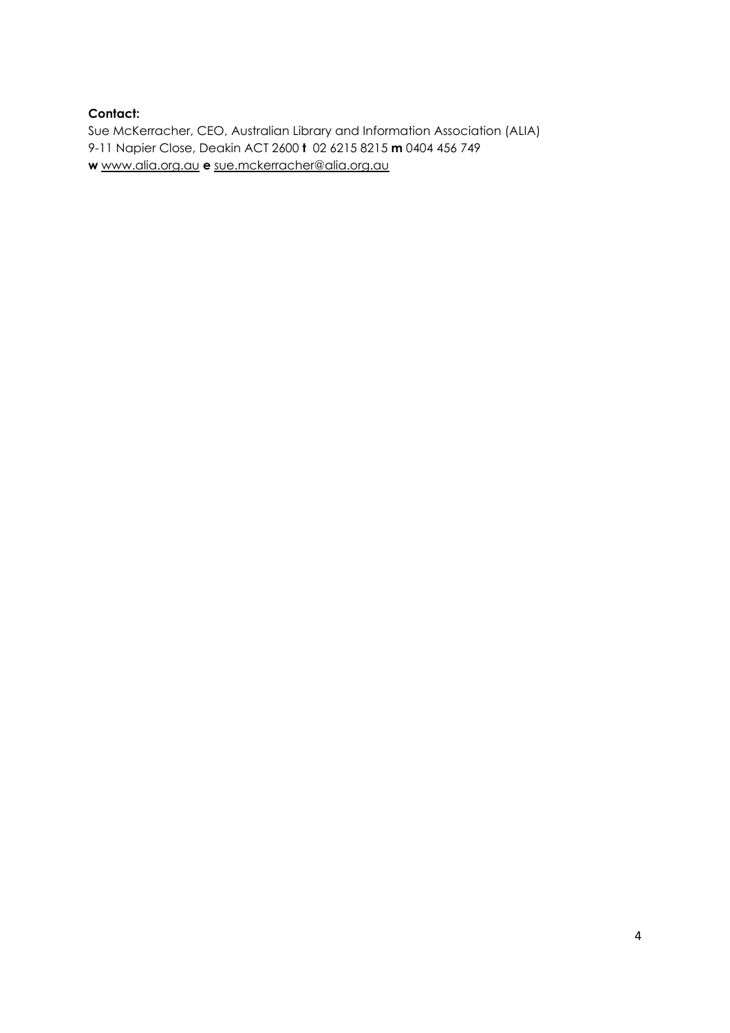**Contact:**

Sue McKerracher, CEO, Australian Library and Information Association (ALIA)
9-11 Napier Close, Deakin ACT 2600 **t** 02 6215 8215 **m** 0404 456 749
**w** www.alia.org.au **e** sue.mckerracher@alia.org.au